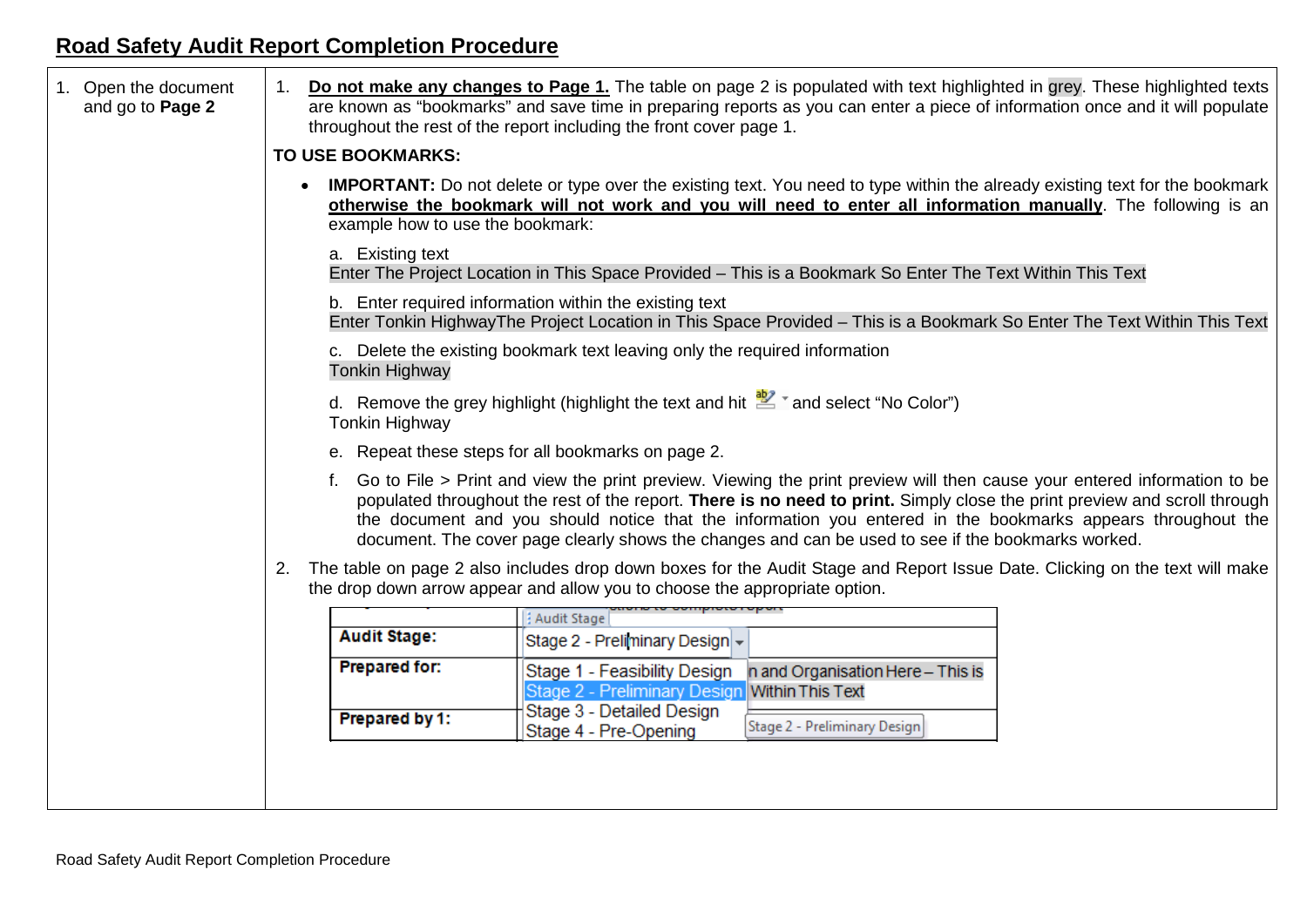# Road Safety Audit Report Completion Procedure

| | |
|---|---|
| 1. Open the document and go to **Page 2** | 1. **Do not make any changes to Page 1.** The table on page 2 is populated with text highlighted in grey. These highlighted texts are known as "bookmarks" and save time in preparing reports as you can enter a piece of information once and it will populate throughout the rest of the report including the front cover page 1.<br><br>**TO USE BOOKMARKS:**<br><br>• **IMPORTANT:** Do not delete or type over the existing text. You need to type within the already existing text for the bookmark **otherwise the bookmark will not work and you will need to enter all information manually**. The following is an example how to use the bookmark:<br><br>a. Existing text<br>Enter The Project Location in This Space Provided – This is a Bookmark So Enter The Text Within This Text<br><br>b. Enter required information within the existing text<br>Enter Tonkin HighwayThe Project Location in This Space Provided – This is a Bookmark So Enter The Text Within This Text<br><br>c. Delete the existing bookmark text leaving only the required information<br>Tonkin Highway<br><br>d. Remove the grey highlight (highlight the text and hit and select "No Color")<br>Tonkin Highway<br><br>e. Repeat these steps for all bookmarks on page 2.<br><br>f. Go to File > Print and view the print preview. Viewing the print preview will then cause your entered information to be populated throughout the rest of the report. **There is no need to print.** Simply close the print preview and scroll through the document and you should notice that the information you entered in the bookmarks appears throughout the document. The cover page clearly shows the changes and can be used to see if the bookmarks worked.<br><br>2. The table on page 2 also includes drop down boxes for the Audit Stage and Report Issue Date. Clicking on the text will make the drop down arrow appear and allow you to choose the appropriate option.<br><br>Audit Stage<br>**Audit Stage:** Stage 2 - Preliminary Design<br>**Prepared for:** Stage 1 - Feasibility Design / Stage 2 - Preliminary Design / Stage 3 - Detailed Design / Stage 4 - Pre-Opening ... n and Organisation Here – This is ... Within This Text<br>**Prepared by 1:** Stage 2 - Preliminary Design |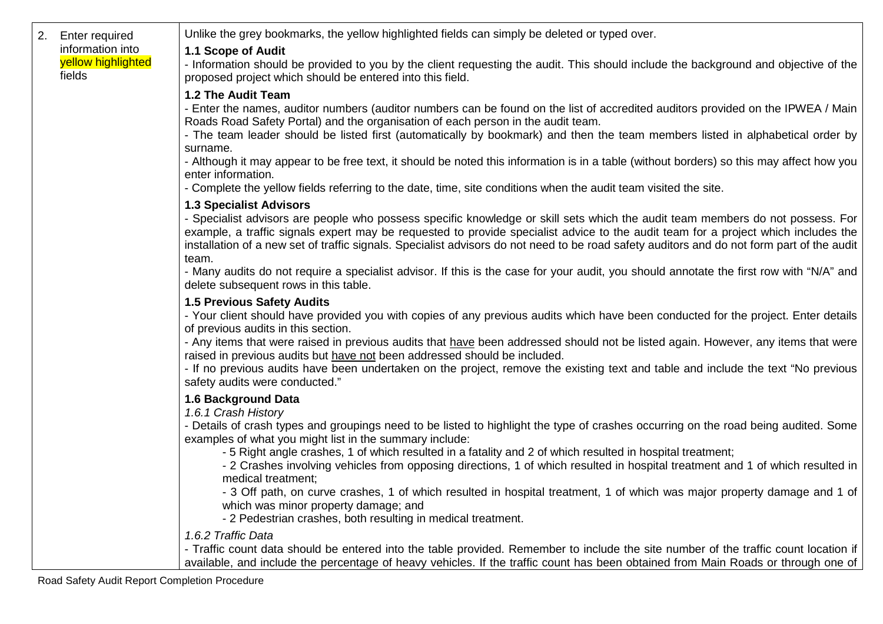| | |
|---|---|
| 2. Enter required information into yellow highlighted fields | Unlike the grey bookmarks, the yellow highlighted fields can simply be deleted or typed over.<br><br>**1.1 Scope of Audit**<br>- Information should be provided to you by the client requesting the audit. This should include the background and objective of the proposed project which should be entered into this field.<br><br>**1.2 The Audit Team**<br>- Enter the names, auditor numbers (auditor numbers can be found on the list of accredited auditors provided on the IPWEA / Main Roads Road Safety Portal) and the organisation of each person in the audit team.<br>- The team leader should be listed first (automatically by bookmark) and then the team members listed in alphabetical order by surname.<br>- Although it may appear to be free text, it should be noted this information is in a table (without borders) so this may affect how you enter information.<br>- Complete the yellow fields referring to the date, time, site conditions when the audit team visited the site.<br><br>**1.3 Specialist Advisors**<br>- Specialist advisors are people who possess specific knowledge or skill sets which the audit team members do not possess. For example, a traffic signals expert may be requested to provide specialist advice to the audit team for a project which includes the installation of a new set of traffic signals. Specialist advisors do not need to be road safety auditors and do not form part of the audit team.<br>- Many audits do not require a specialist advisor. If this is the case for your audit, you should annotate the first row with "N/A" and delete subsequent rows in this table.<br><br>**1.5 Previous Safety Audits**<br>- Your client should have provided you with copies of any previous audits which have been conducted for the project. Enter details of previous audits in this section.<br>- Any items that were raised in previous audits that <u>have</u> been addressed should not be listed again. However, any items that were raised in previous audits but <u>have not</u> been addressed should be included.<br>- If no previous audits have been undertaken on the project, remove the existing text and table and include the text "No previous safety audits were conducted."<br><br>**1.6 Background Data**<br>*1.6.1 Crash History*<br>- Details of crash types and groupings need to be listed to highlight the type of crashes occurring on the road being audited. Some examples of what you might list in the summary include:<br>- 5 Right angle crashes, 1 of which resulted in a fatality and 2 of which resulted in hospital treatment;<br>- 2 Crashes involving vehicles from opposing directions, 1 of which resulted in hospital treatment and 1 of which resulted in medical treatment;<br>- 3 Off path, on curve crashes, 1 of which resulted in hospital treatment, 1 of which was major property damage and 1 of which was minor property damage; and<br>- 2 Pedestrian crashes, both resulting in medical treatment.<br><br>*1.6.2 Traffic Data*<br>- Traffic count data should be entered into the table provided. Remember to include the site number of the traffic count location if available, and include the percentage of heavy vehicles. If the traffic count has been obtained from Main Roads or through one of |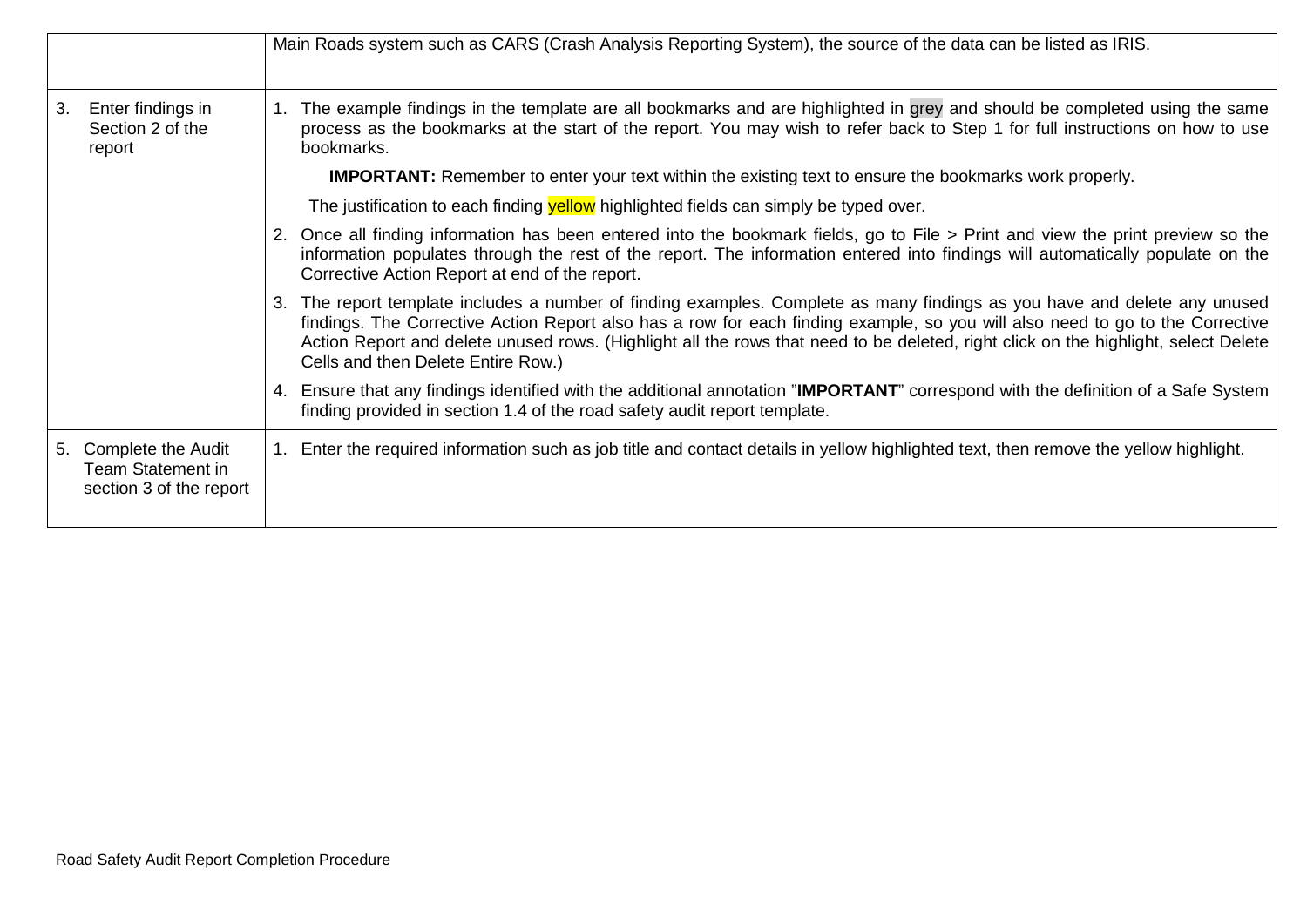| | |
|---|---|
| | Main Roads system such as CARS (Crash Analysis Reporting System), the source of the data can be listed as IRIS. |
| 3. Enter findings in Section 2 of the report | 1. The example findings in the template are all bookmarks and are highlighted in grey and should be completed using the same process as the bookmarks at the start of the report. You may wish to refer back to Step 1 for full instructions on how to use bookmarks.<br><br>**IMPORTANT:** Remember to enter your text within the existing text to ensure the bookmarks work properly.<br><br>The justification to each finding yellow highlighted fields can simply be typed over.<br><br>2. Once all finding information has been entered into the bookmark fields, go to File > Print and view the print preview so the information populates through the rest of the report. The information entered into findings will automatically populate on the Corrective Action Report at end of the report.<br><br>3. The report template includes a number of finding examples. Complete as many findings as you have and delete any unused findings. The Corrective Action Report also has a row for each finding example, so you will also need to go to the Corrective Action Report and delete unused rows. (Highlight all the rows that need to be deleted, right click on the highlight, select Delete Cells and then Delete Entire Row.)<br><br>4. Ensure that any findings identified with the additional annotation "**IMPORTANT**" correspond with the definition of a Safe System finding provided in section 1.4 of the road safety audit report template. |
| 5. Complete the Audit Team Statement in section 3 of the report | 1. Enter the required information such as job title and contact details in yellow highlighted text, then remove the yellow highlight. |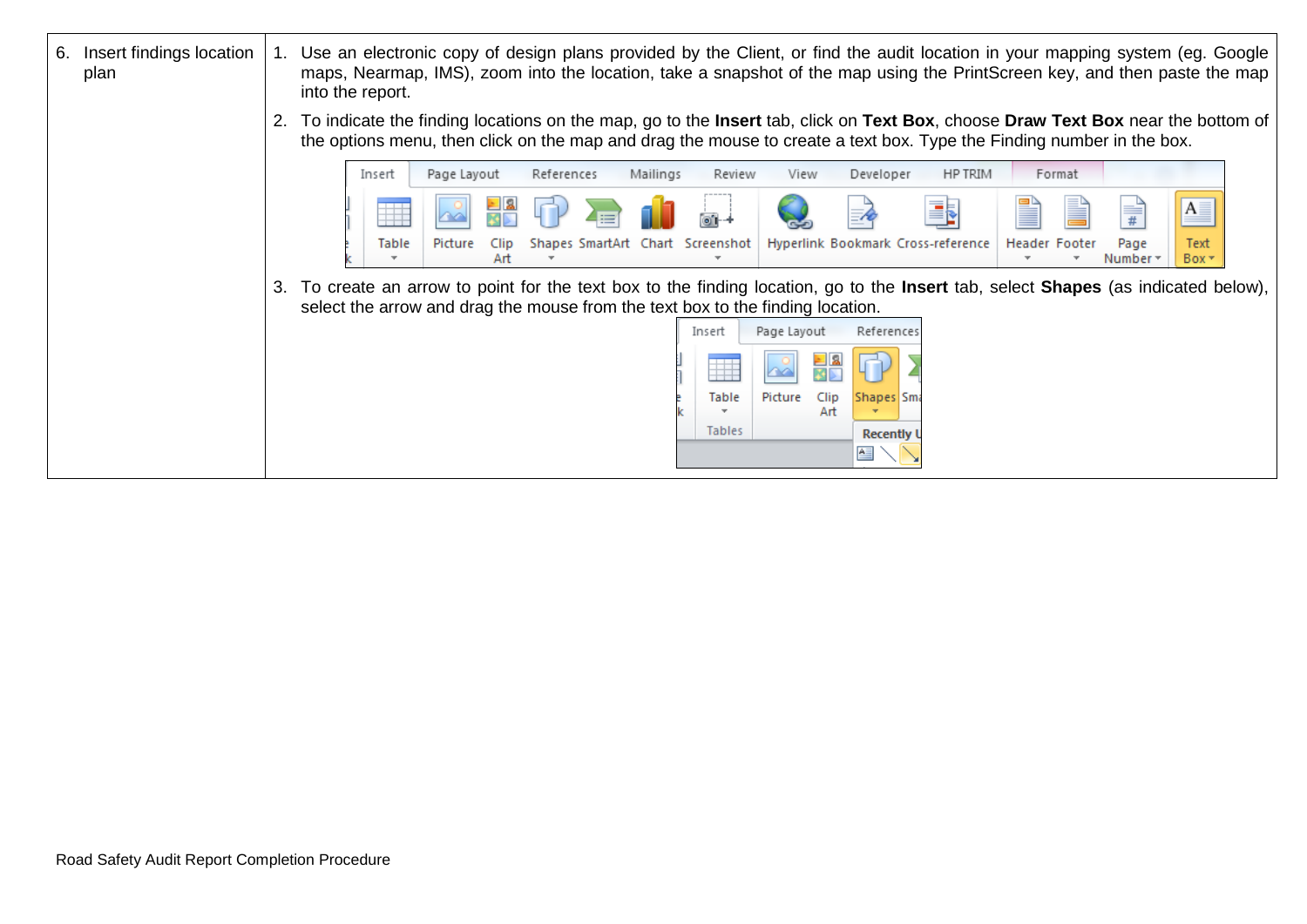| | |
|---|---|
| 6. Insert findings location plan | 1. Use an electronic copy of design plans provided by the Client, or find the audit location in your mapping system (eg. Google maps, Nearmap, IMS), zoom into the location, take a snapshot of the map using the PrintScreen key, and then paste the map into the report.<br>2. To indicate the finding locations on the map, go to the **Insert** tab, click on **Text Box**, choose **Draw Text Box** near the bottom of the options menu, then click on the map and drag the mouse to create a text box. Type the Finding number in the box.<br>3. To create an arrow to point for the text box to the finding location, go to the **Insert** tab, select **Shapes** (as indicated below), select the arrow and drag the mouse from the text box to the finding location. |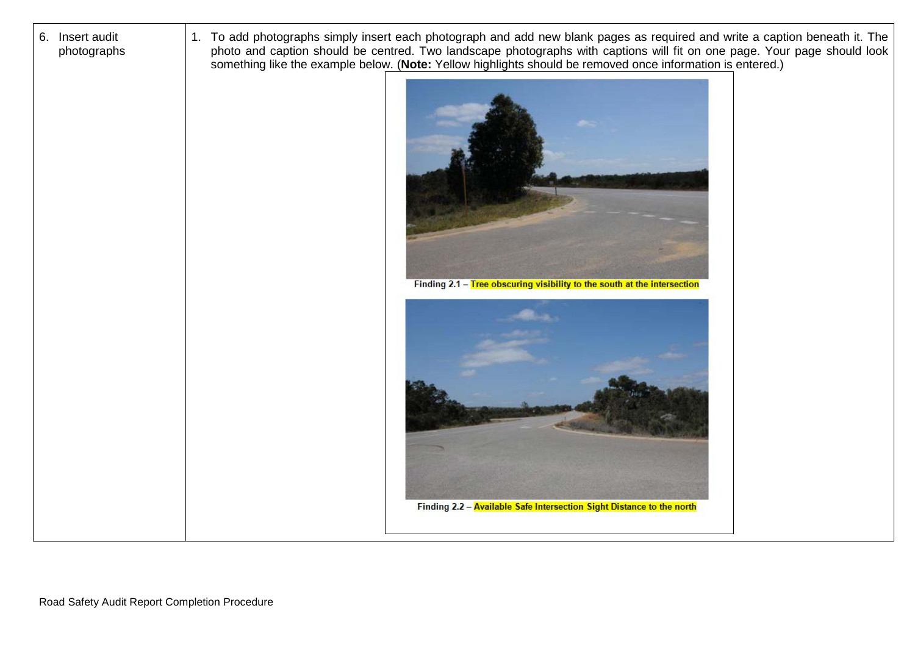| | |
| --- | --- |
| 6. Insert audit photographs | 1. To add photographs simply insert each photograph and add new blank pages as required and write a caption beneath it. The photo and caption should be centred. Two landscape photographs with captions will fit on one page. Your page should look something like the example below. (**Note:** Yellow highlights should be removed once information is entered.)<br><br>Finding 2.1 – Tree obscuring visibility to the south at the intersection<br><br>Finding 2.2 – Available Safe Intersection Sight Distance to the north |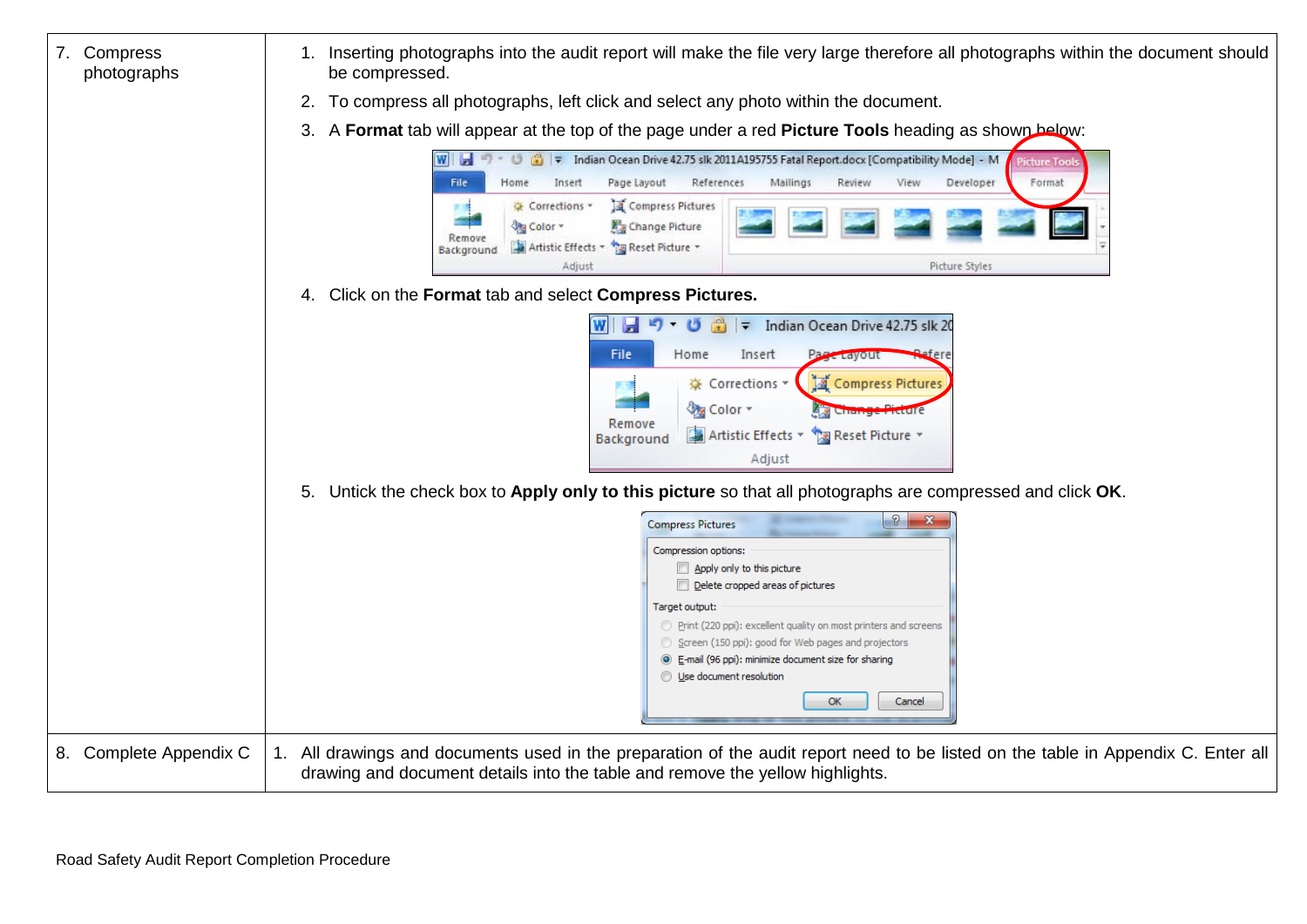| | |
|---|---|
| 7. Compress photographs | 1. Inserting photographs into the audit report will make the file very large therefore all photographs within the document should be compressed.<br>2. To compress all photographs, left click and select any photo within the document.<br>3. A **Format** tab will appear at the top of the page under a red **Picture Tools** heading as shown below:<br>4. Click on the **Format** tab and select **Compress Pictures.**<br>5. Untick the check box to **Apply only to this picture** so that all photographs are compressed and click **OK**. |
| 8. Complete Appendix C | 1. All drawings and documents used in the preparation of the audit report need to be listed on the table in Appendix C. Enter all drawing and document details into the table and remove the yellow highlights. |

Road Safety Audit Report Completion Procedure